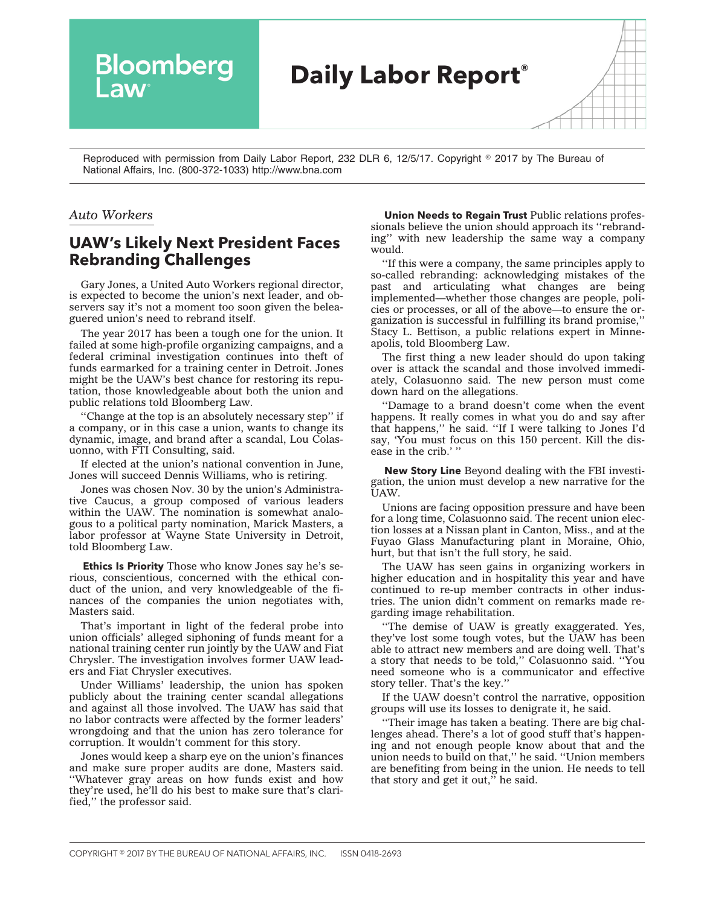# Bloomberg Law

## Daily Labor Report®

Reproduced with permission from Daily Labor Report, 232 DLR 6, 12/5/17. Copyright © 2017 by The Bureau of National Affairs, Inc. (800-372-1033) http://www.bna.com

*Auto Workers*

## UAW's Likely Next President Faces Rebranding Challenges

Gary Jones, a United Auto Workers regional director, is expected to become the union's next leader, and observers say it's not a moment too soon given the beleaguered union's need to rebrand itself.

The year 2017 has been a tough one for the union. It failed at some high-profile organizing campaigns, and a federal criminal investigation continues into theft of funds earmarked for a training center in Detroit. Jones might be the UAW's best chance for restoring its reputation, those knowledgeable about both the union and public relations told Bloomberg Law.

''Change at the top is an absolutely necessary step'' if a company, or in this case a union, wants to change its dynamic, image, and brand after a scandal, Lou Colasuonno, with FTI Consulting, said.

If elected at the union's national convention in June, Jones will succeed Dennis Williams, who is retiring.

Jones was chosen Nov. 30 by the union's Administrative Caucus, a group composed of various leaders within the UAW. The nomination is somewhat analogous to a political party nomination, Marick Masters, a labor professor at Wayne State University in Detroit, told Bloomberg Law.

**Ethics Is Priority** Those who know Jones say he's serious, conscientious, concerned with the ethical conduct of the union, and very knowledgeable of the finances of the companies the union negotiates with, Masters said.

That's important in light of the federal probe into union officials' alleged siphoning of funds meant for a national training center run jointly by the UAW and Fiat Chrysler. The investigation involves former UAW leaders and Fiat Chrysler executives.

Under Williams' leadership, the union has spoken publicly about the training center scandal allegations and against all those involved. The UAW has said that no labor contracts were affected by the former leaders' wrongdoing and that the union has zero tolerance for corruption. It wouldn't comment for this story.

Jones would keep a sharp eye on the union's finances and make sure proper audits are done, Masters said. ''Whatever gray areas on how funds exist and how they're used, he'll do his best to make sure that's clarified,'' the professor said.

**Union Needs to Regain Trust** Public relations professionals believe the union should approach its ''rebranding'' with new leadership the same way a company would.

''If this were a company, the same principles apply to so-called rebranding: acknowledging mistakes of the past and articulating what changes are being implemented—whether those changes are people, policies or processes, or all of the above—to ensure the organization is successful in fulfilling its brand promise,'' Stacy L. Bettison, a public relations expert in Minneapolis, told Bloomberg Law.

The first thing a new leader should do upon taking over is attack the scandal and those involved immediately, Colasuonno said. The new person must come down hard on the allegations.

''Damage to a brand doesn't come when the event happens. It really comes in what you do and say after that happens,'' he said. ''If I were talking to Jones I'd say, 'You must focus on this 150 percent. Kill the disease in the crib.' ''

**New Story Line** Beyond dealing with the FBI investigation, the union must develop a new narrative for the UAW.

Unions are facing opposition pressure and have been for a long time, Colasuonno said. The recent union election losses at a Nissan plant in Canton, Miss., and at the Fuyao Glass Manufacturing plant in Moraine, Ohio, hurt, but that isn't the full story, he said.

The UAW has seen gains in organizing workers in higher education and in hospitality this year and have continued to re-up member contracts in other industries. The union didn't comment on remarks made regarding image rehabilitation.

''The demise of UAW is greatly exaggerated. Yes, they've lost some tough votes, but the UAW has been able to attract new members and are doing well. That's a story that needs to be told,'' Colasuonno said. ''You need someone who is a communicator and effective story teller. That's the key.''

If the UAW doesn't control the narrative, opposition groups will use its losses to denigrate it, he said.

''Their image has taken a beating. There are big challenges ahead. There's a lot of good stuff that's happening and not enough people know about that and the union needs to build on that,'' he said. ''Union members are benefiting from being in the union. He needs to tell that story and get it out,'' he said.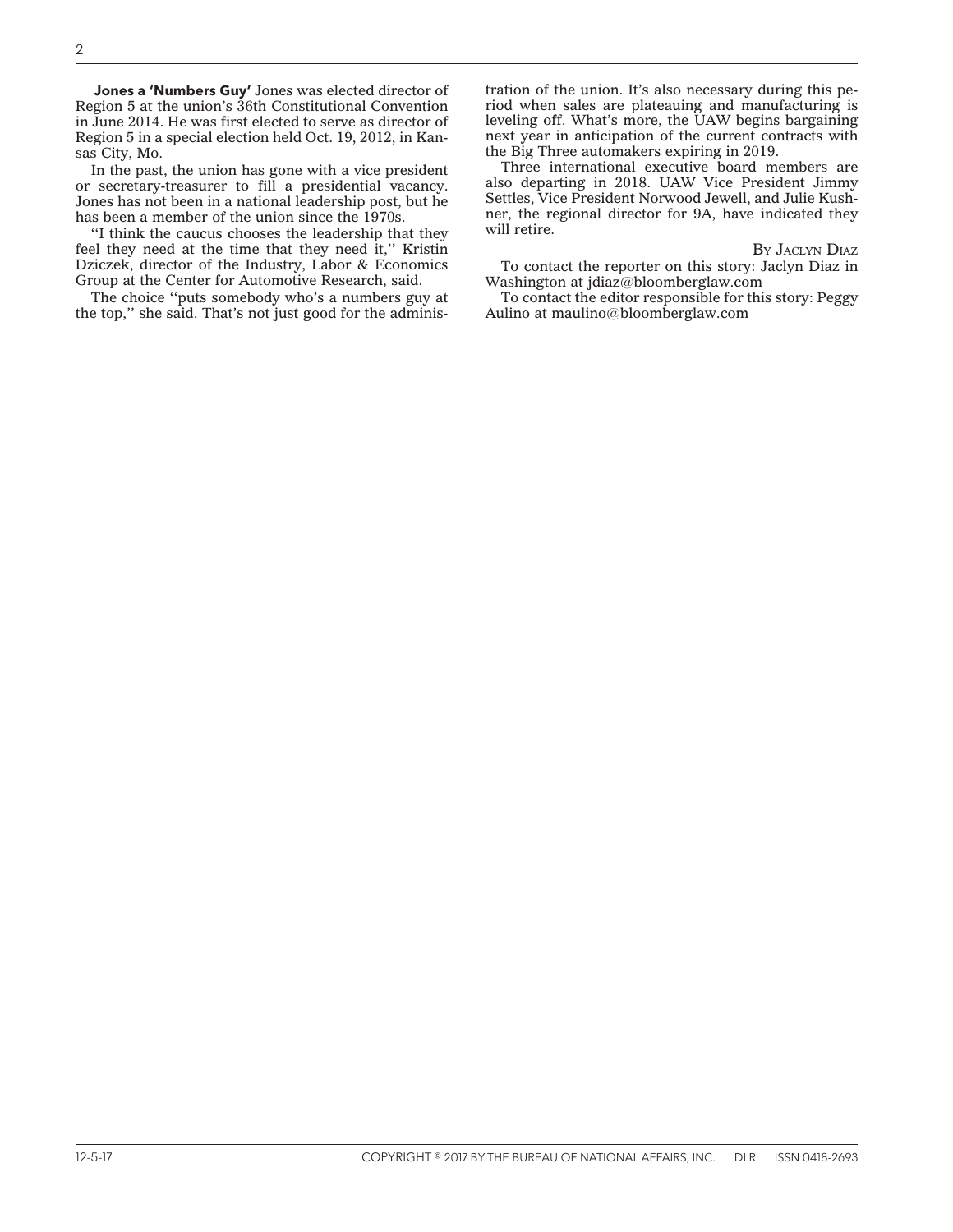**Jones a 'Numbers Guy'** Jones was elected director of Region 5 at the union's 36th Constitutional Convention in June 2014. He was first elected to serve as director of Region 5 in a special election held Oct. 19, 2012, in Kansas City, Mo.

In the past, the union has gone with a vice president or secretary-treasurer to fill a presidential vacancy. Jones has not been in a national leadership post, but he has been a member of the union since the 1970s.

''I think the caucus chooses the leadership that they feel they need at the time that they need it,'' Kristin Dziczek, director of the Industry, Labor & Economics Group at the Center for Automotive Research, said.

The choice ''puts somebody who's a numbers guy at the top,'' she said. That's not just good for the administration of the union. It's also necessary during this period when sales are plateauing and manufacturing is leveling off. What's more, the UAW begins bargaining next year in anticipation of the current contracts with the Big Three automakers expiring in 2019.

Three international executive board members are also departing in 2018. UAW Vice President Jimmy Settles, Vice President Norwood Jewell, and Julie Kushner, the regional director for 9A, have indicated they will retire.

By Jaclyn Diaz

To contact the reporter on this story: Jaclyn Diaz in Washington at jdiaz@bloomberglaw.com

To contact the editor responsible for this story: Peggy Aulino at maulino@bloomberglaw.com